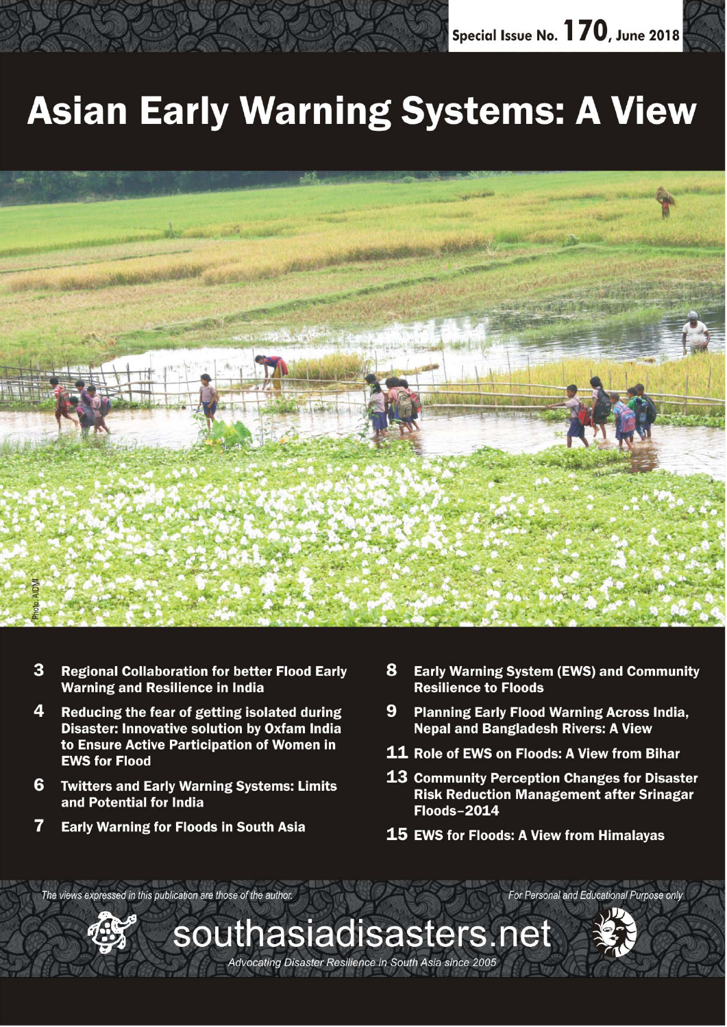Special Issue No. 170, June 2018

# Asian Early Warning Systems: A View

Photo: AIDMI

- **3** **Regional Collaboration for better Flood Early Warning and Resilience in India**
- **4** **Reducing the fear of getting isolated during Disaster: Innovative solution by Oxfam India to Ensure Active Participation of Women in EWS for Flood**
- **6** **Twitters and Early Warning Systems: Limits and Potential for India**
- **7** **Early Warning for Floods in South Asia**
- **8** **Early Warning System (EWS) and Community Resilience to Floods**
- **9** **Planning Early Flood Warning Across India, Nepal and Bangladesh Rivers: A View**
- **11** **Role of EWS on Floods: A View from Bihar**
- **13** **Community Perception Changes for Disaster Risk Reduction Management after Srinagar Floods–2014**
- **15** **EWS for Floods: A View from Himalayas**

*The views expressed in this publication are those of the author.*

*For Personal and Educational Purpose only*

southasiadisasters.net

*Advocating Disaster Resilience in South Asia since 2005*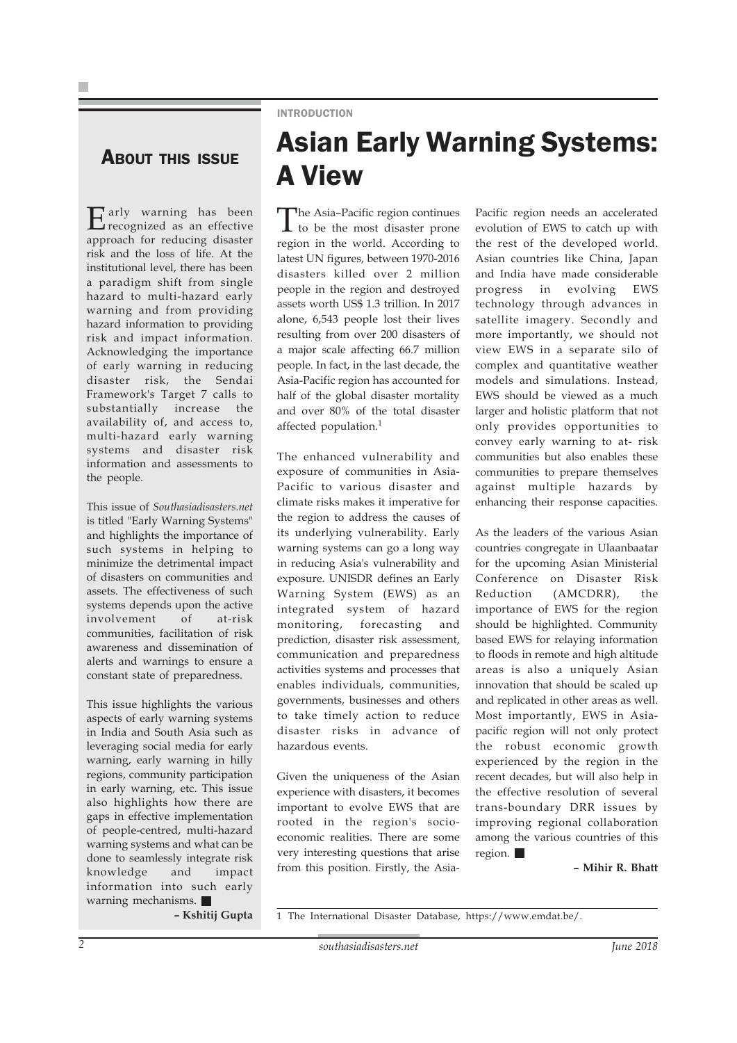## About this issue

Early warning has been recognized as an effective approach for reducing disaster risk and the loss of life. At the institutional level, there has been a paradigm shift from single hazard to multi-hazard early warning and from providing hazard information to providing risk and impact information. Acknowledging the importance of early warning in reducing disaster risk, the Sendai Framework's Target 7 calls to substantially increase the availability of, and access to, multi-hazard early warning systems and disaster risk information and assessments to the people.

This issue of *Southasiadisasters.net* is titled "Early Warning Systems" and highlights the importance of such systems in helping to minimize the detrimental impact of disasters on communities and assets. The effectiveness of such systems depends upon the active involvement of at-risk communities, facilitation of risk awareness and dissemination of alerts and warnings to ensure a constant state of preparedness.

This issue highlights the various aspects of early warning systems in India and South Asia such as leveraging social media for early warning, early warning in hilly regions, community participation in early warning, etc. This issue also highlights how there are gaps in effective implementation of people-centred, multi-hazard warning systems and what can be done to seamlessly integrate risk knowledge and impact information into such early warning mechanisms. ■

**– Kshitij Gupta**

INTRODUCTION

# Asian Early Warning Systems: A View

The Asia–Pacific region continues to be the most disaster prone region in the world. According to latest UN figures, between 1970-2016 disasters killed over 2 million people in the region and destroyed assets worth US$ 1.3 trillion. In 2017 alone, 6,543 people lost their lives resulting from over 200 disasters of a major scale affecting 66.7 million people. In fact, in the last decade, the Asia-Pacific region has accounted for half of the global disaster mortality and over 80% of the total disaster affected population.[1]

The enhanced vulnerability and exposure of communities in Asia-Pacific to various disaster and climate risks makes it imperative for the region to address the causes of its underlying vulnerability. Early warning systems can go a long way in reducing Asia's vulnerability and exposure. UNISDR defines an Early Warning System (EWS) as an integrated system of hazard monitoring, forecasting and prediction, disaster risk assessment, communication and preparedness activities systems and processes that enables individuals, communities, governments, businesses and others to take timely action to reduce disaster risks in advance of hazardous events.

Given the uniqueness of the Asian experience with disasters, it becomes important to evolve EWS that are rooted in the region's socio-economic realities. There are some very interesting questions that arise from this position. Firstly, the Asia-Pacific region needs an accelerated evolution of EWS to catch up with the rest of the developed world. Asian countries like China, Japan and India have made considerable progress in evolving EWS technology through advances in satellite imagery. Secondly and more importantly, we should not view EWS in a separate silo of complex and quantitative weather models and simulations. Instead, EWS should be viewed as a much larger and holistic platform that not only provides opportunities to convey early warning to at- risk communities but also enables these communities to prepare themselves against multiple hazards by enhancing their response capacities.

As the leaders of the various Asian countries congregate in Ulaanbaatar for the upcoming Asian Ministerial Conference on Disaster Risk Reduction (AMCDRR), the importance of EWS for the region should be highlighted. Community based EWS for relaying information to floods in remote and high altitude areas is also a uniquely Asian innovation that should be scaled up and replicated in other areas as well. Most importantly, EWS in Asia-pacific region will not only protect the robust economic growth experienced by the region in the recent decades, but will also help in the effective resolution of several trans-boundary DRR issues by improving regional collaboration among the various countries of this region. ■

**– Mihir R. Bhatt**

1 The International Disaster Database, https://www.emdat.be/.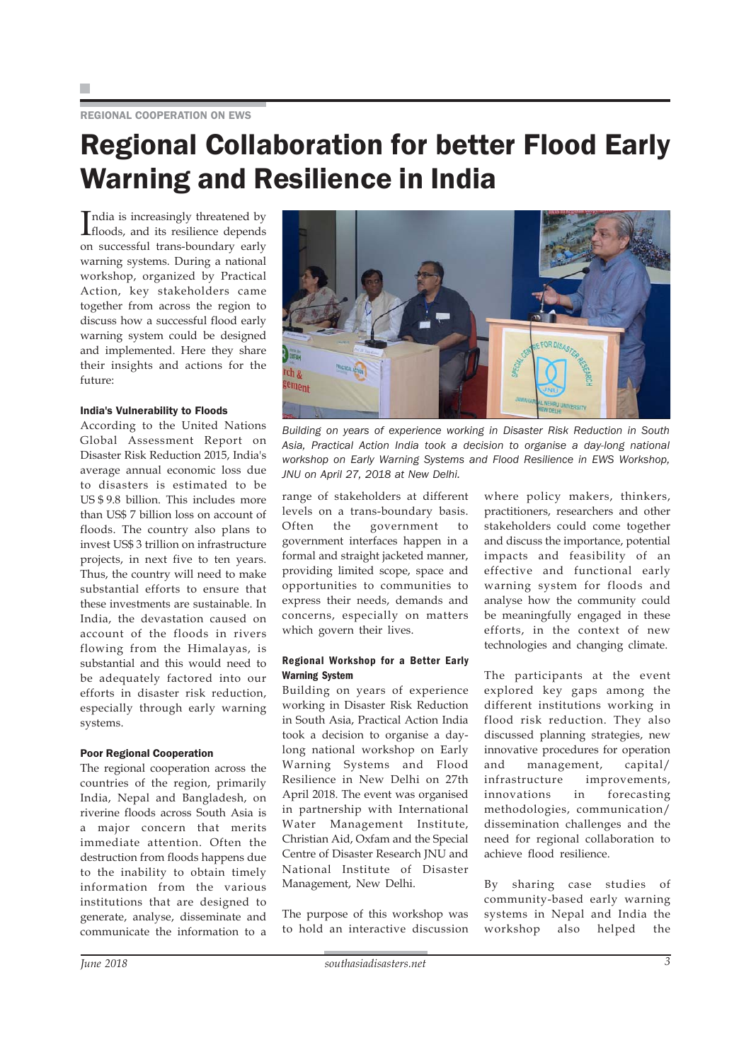REGIONAL COOPERATION ON EWS

# Regional Collaboration for better Flood Early Warning and Resilience in India

India is increasingly threatened by floods, and its resilience depends on successful trans-boundary early warning systems. During a national workshop, organized by Practical Action, key stakeholders came together from across the region to discuss how a successful flood early warning system could be designed and implemented. Here they share their insights and actions for the future:

*Building on years of experience working in Disaster Risk Reduction in South Asia, Practical Action India took a decision to organise a day-long national workshop on Early Warning Systems and Flood Resilience in EWS Workshop, JNU on April 27, 2018 at New Delhi.*

#### India's Vulnerability to Floods

According to the United Nations Global Assessment Report on Disaster Risk Reduction 2015, India's average annual economic loss due to disasters is estimated to be US $ 9.8 billion. This includes more than US$ 7 billion loss on account of floods. The country also plans to invest US$ 3 trillion on infrastructure projects, in next five to ten years. Thus, the country will need to make substantial efforts to ensure that these investments are sustainable. In India, the devastation caused on account of the floods in rivers flowing from the Himalayas, is substantial and this would need to be adequately factored into our efforts in disaster risk reduction, especially through early warning systems.

#### Poor Regional Cooperation

The regional cooperation across the countries of the region, primarily India, Nepal and Bangladesh, on riverine floods across South Asia is a major concern that merits immediate attention. Often the destruction from floods happens due to the inability to obtain timely information from the various institutions that are designed to generate, analyse, disseminate and communicate the information to a range of stakeholders at different levels on a trans-boundary basis. Often the government to government interfaces happen in a formal and straight jacketed manner, providing limited scope, space and opportunities to communities to express their needs, demands and concerns, especially on matters which govern their lives.

#### Regional Workshop for a Better Early Warning System

Building on years of experience working in Disaster Risk Reduction in South Asia, Practical Action India took a decision to organise a day-long national workshop on Early Warning Systems and Flood Resilience in New Delhi on 27th April 2018. The event was organised in partnership with International Water Management Institute, Christian Aid, Oxfam and the Special Centre of Disaster Research JNU and National Institute of Disaster Management, New Delhi.

The purpose of this workshop was to hold an interactive discussion where policy makers, thinkers, practitioners, researchers and other stakeholders could come together and discuss the importance, potential impacts and feasibility of an effective and functional early warning system for floods and analyse how the community could be meaningfully engaged in these efforts, in the context of new technologies and changing climate.

The participants at the event explored key gaps among the different institutions working in flood risk reduction. They also discussed planning strategies, new innovative procedures for operation and management, capital/ infrastructure improvements, innovations in forecasting methodologies, communication/ dissemination challenges and the need for regional collaboration to achieve flood resilience.

By sharing case studies of community-based early warning systems in Nepal and India the workshop also helped the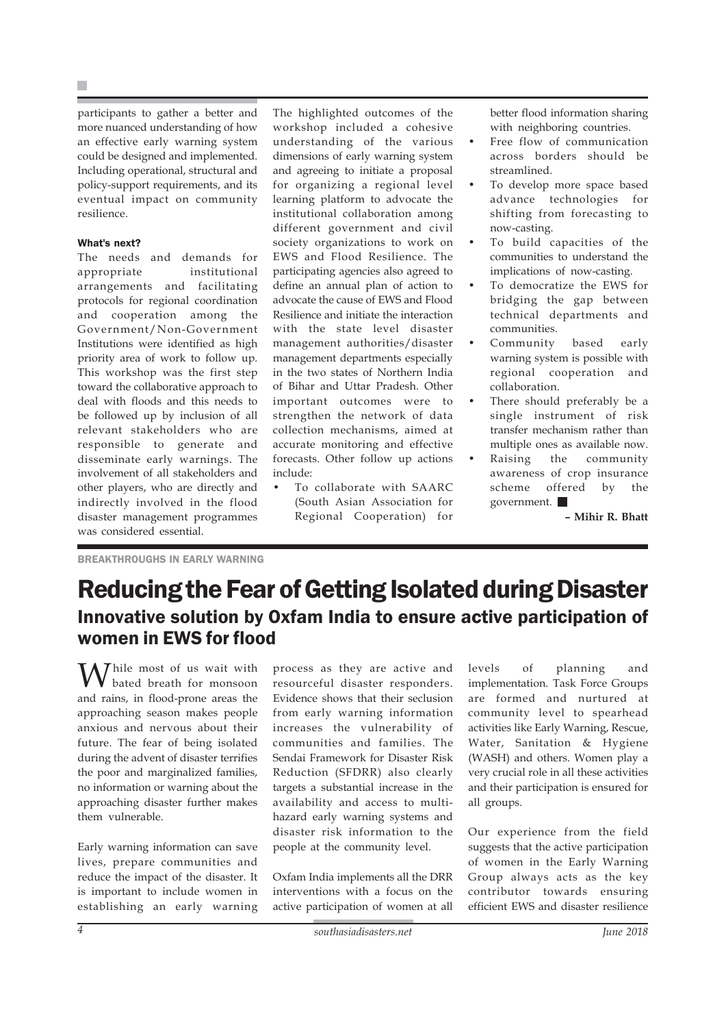participants to gather a better and more nuanced understanding of how an effective early warning system could be designed and implemented. Including operational, structural and policy-support requirements, and its eventual impact on community resilience.

#### What's next?

The needs and demands for appropriate institutional arrangements and facilitating protocols for regional coordination and cooperation among the Government/Non-Government Institutions were identified as high priority area of work to follow up. This workshop was the first step toward the collaborative approach to deal with floods and this needs to be followed up by inclusion of all relevant stakeholders who are responsible to generate and disseminate early warnings. The involvement of all stakeholders and other players, who are directly and indirectly involved in the flood disaster management programmes was considered essential.

The highlighted outcomes of the workshop included a cohesive understanding of the various dimensions of early warning system and agreeing to initiate a proposal for organizing a regional level learning platform to advocate the institutional collaboration among different government and civil society organizations to work on EWS and Flood Resilience. The participating agencies also agreed to define an annual plan of action to advocate the cause of EWS and Flood Resilience and initiate the interaction with the state level disaster management authorities/disaster management departments especially in the two states of Northern India of Bihar and Uttar Pradesh. Other important outcomes were to strengthen the network of data collection mechanisms, aimed at accurate monitoring and effective forecasts. Other follow up actions include:

- To collaborate with SAARC (South Asian Association for Regional Cooperation) for better flood information sharing with neighboring countries.
- Free flow of communication across borders should be streamlined.
- To develop more space based advance technologies for shifting from forecasting to now-casting.
- To build capacities of the communities to understand the implications of now-casting.
- To democratize the EWS for bridging the gap between technical departments and communities.
- Community based early warning system is possible with regional cooperation and collaboration.
- There should preferably be a single instrument of risk transfer mechanism rather than multiple ones as available now.
- Raising the community awareness of crop insurance scheme offered by the government. ■

**– Mihir R. Bhatt**

BREAKTHROUGHS IN EARLY WARNING

# Reducing the Fear of Getting Isolated during Disaster

## Innovative solution by Oxfam India to ensure active participation of women in EWS for flood

While most of us wait with bated breath for monsoon and rains, in flood-prone areas the approaching season makes people anxious and nervous about their future. The fear of being isolated during the advent of disaster terrifies the poor and marginalized families, no information or warning about the approaching disaster further makes them vulnerable.

Early warning information can save lives, prepare communities and reduce the impact of the disaster. It is important to include women in establishing an early warning process as they are active and resourceful disaster responders. Evidence shows that their seclusion from early warning information increases the vulnerability of communities and families. The Sendai Framework for Disaster Risk Reduction (SFDRR) also clearly targets a substantial increase in the availability and access to multi-hazard early warning systems and disaster risk information to the people at the community level.

Oxfam India implements all the DRR interventions with a focus on the active participation of women at all levels of planning and implementation. Task Force Groups are formed and nurtured at community level to spearhead activities like Early Warning, Rescue, Water, Sanitation & Hygiene (WASH) and others. Women play a very crucial role in all these activities and their participation is ensured for all groups.

Our experience from the field suggests that the active participation of women in the Early Warning Group always acts as the key contributor towards ensuring efficient EWS and disaster resilience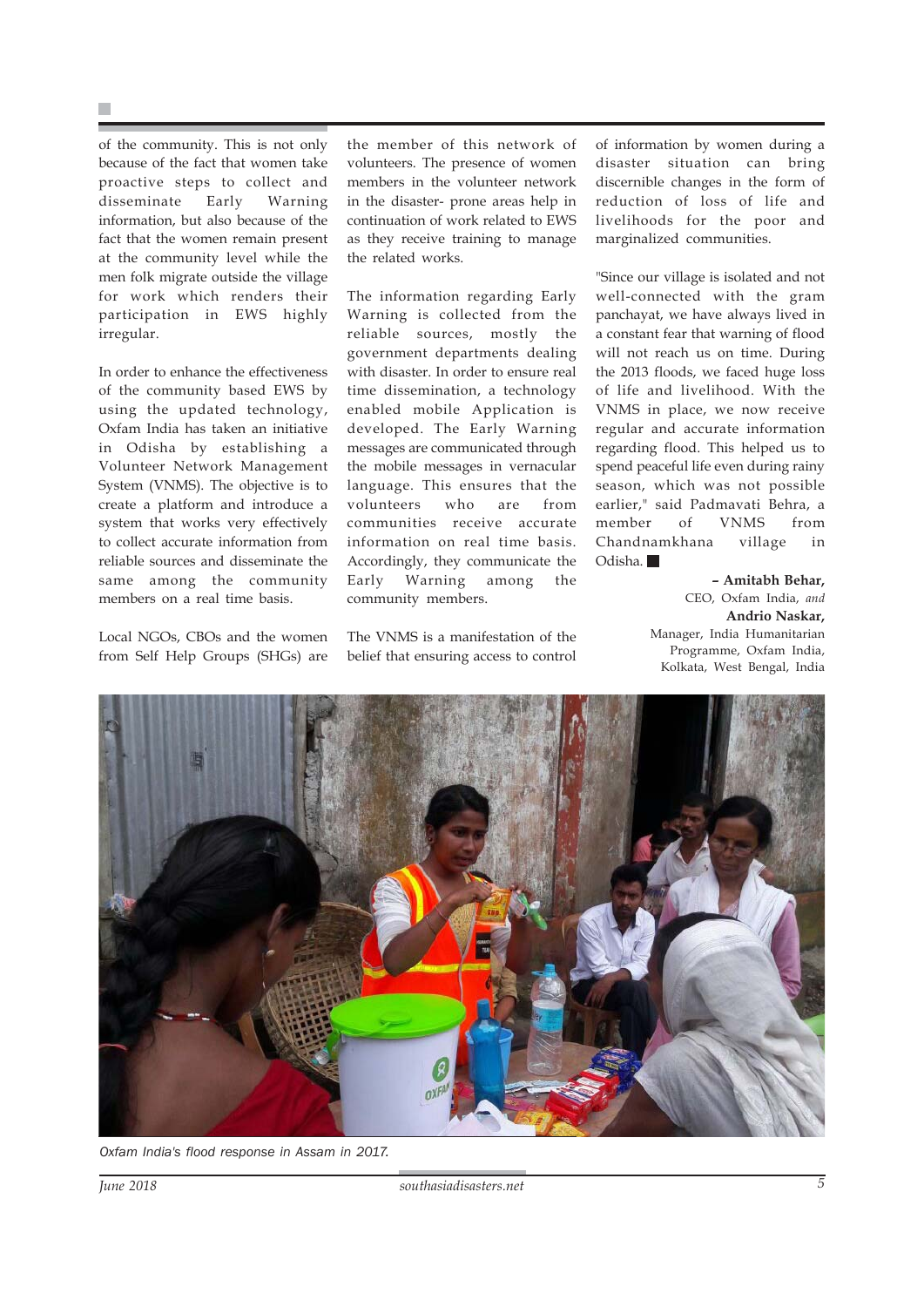of the community. This is not only because of the fact that women take proactive steps to collect and disseminate Early Warning information, but also because of the fact that the women remain present at the community level while the men folk migrate outside the village for work which renders their participation in EWS highly irregular.

In order to enhance the effectiveness of the community based EWS by using the updated technology, Oxfam India has taken an initiative in Odisha by establishing a Volunteer Network Management System (VNMS). The objective is to create a platform and introduce a system that works very effectively to collect accurate information from reliable sources and disseminate the same among the community members on a real time basis.

Local NGOs, CBOs and the women from Self Help Groups (SHGs) are the member of this network of volunteers. The presence of women members in the volunteer network in the disaster- prone areas help in continuation of work related to EWS as they receive training to manage the related works.

The information regarding Early Warning is collected from the reliable sources, mostly the government departments dealing with disaster. In order to ensure real time dissemination, a technology enabled mobile Application is developed. The Early Warning messages are communicated through the mobile messages in vernacular language. This ensures that the volunteers who are from communities receive accurate information on real time basis. Accordingly, they communicate the Early Warning among the community members.

The VNMS is a manifestation of the belief that ensuring access to control of information by women during a disaster situation can bring discernible changes in the form of reduction of loss of life and livelihoods for the poor and marginalized communities.

"Since our village is isolated and not well-connected with the gram panchayat, we have always lived in a constant fear that warning of flood will not reach us on time. During the 2013 floods, we faced huge loss of life and livelihood. With the VNMS in place, we now receive regular and accurate information regarding flood. This helped us to spend peaceful life even during rainy season, which was not possible earlier," said Padmavati Behra, a member of VNMS from Chandnamkhana village in Odisha. ■

**– Amitabh Behar,**
CEO, Oxfam India, *and*
**Andrio Naskar,**
Manager, India Humanitarian Programme, Oxfam India, Kolkata, West Bengal, India

*Oxfam India's flood response in Assam in 2017.*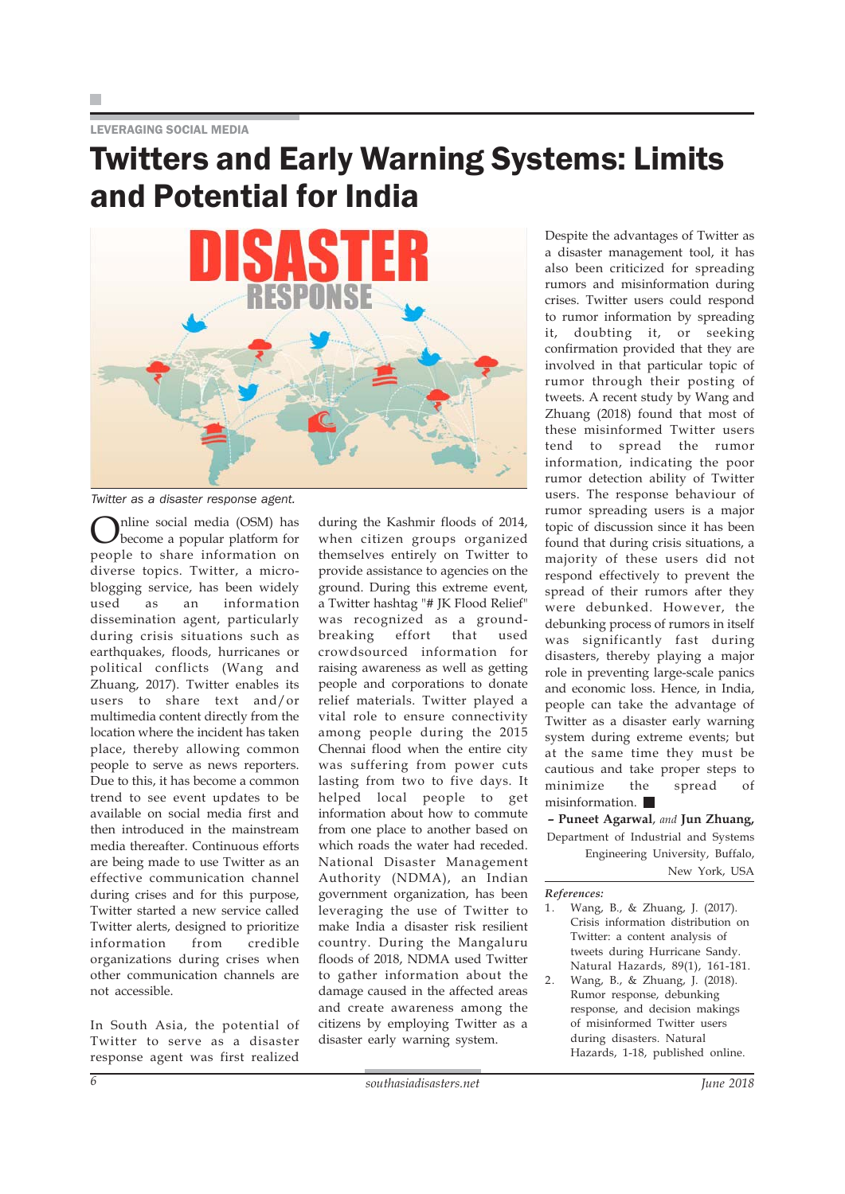LEVERAGING SOCIAL MEDIA

# Twitters and Early Warning Systems: Limits and Potential for India

*Twitter as a disaster response agent.*

Online social media (OSM) has become a popular platform for people to share information on diverse topics. Twitter, a micro-blogging service, has been widely used as an information dissemination agent, particularly during crisis situations such as earthquakes, floods, hurricanes or political conflicts (Wang and Zhuang, 2017). Twitter enables its users to share text and/or multimedia content directly from the location where the incident has taken place, thereby allowing common people to serve as news reporters. Due to this, it has become a common trend to see event updates to be available on social media first and then introduced in the mainstream media thereafter. Continuous efforts are being made to use Twitter as an effective communication channel during crises and for this purpose, Twitter started a new service called Twitter alerts, designed to prioritize information from credible organizations during crises when other communication channels are not accessible.

In South Asia, the potential of Twitter to serve as a disaster response agent was first realized during the Kashmir floods of 2014, when citizen groups organized themselves entirely on Twitter to provide assistance to agencies on the ground. During this extreme event, a Twitter hashtag "# JK Flood Relief" was recognized as a ground-breaking effort that used crowdsourced information for raising awareness as well as getting people and corporations to donate relief materials. Twitter played a vital role to ensure connectivity among people during the 2015 Chennai flood when the entire city was suffering from power cuts lasting from two to five days. It helped local people to get information about how to commute from one place to another based on which roads the water had receded. National Disaster Management Authority (NDMA), an Indian government organization, has been leveraging the use of Twitter to make India a disaster risk resilient country. During the Mangaluru floods of 2018, NDMA used Twitter to gather information about the damage caused in the affected areas and create awareness among the citizens by employing Twitter as a disaster early warning system.

Despite the advantages of Twitter as a disaster management tool, it has also been criticized for spreading rumors and misinformation during crises. Twitter users could respond to rumor information by spreading it, doubting it, or seeking confirmation provided that they are involved in that particular topic of rumor through their posting of tweets. A recent study by Wang and Zhuang (2018) found that most of these misinformed Twitter users tend to spread the rumor information, indicating the poor rumor detection ability of Twitter users. The response behaviour of rumor spreading users is a major topic of discussion since it has been found that during crisis situations, a majority of these users did not respond effectively to prevent the spread of their rumors after they were debunked. However, the debunking process of rumors in itself was significantly fast during disasters, thereby playing a major role in preventing large-scale panics and economic loss. Hence, in India, people can take the advantage of Twitter as a disaster early warning system during extreme events; but at the same time they must be cautious and take proper steps to minimize the spread of misinformation. ■

**– Puneet Agarwal**, *and* **Jun Zhuang,**
Department of Industrial and Systems Engineering University, Buffalo, New York, USA

***References:***

1. Wang, B., & Zhuang, J. (2017). Crisis information distribution on Twitter: a content analysis of tweets during Hurricane Sandy. Natural Hazards, 89(1), 161-181.
2. Wang, B., & Zhuang, J. (2018). Rumor response, debunking response, and decision makings of misinformed Twitter users during disasters. Natural Hazards, 1-18, published online.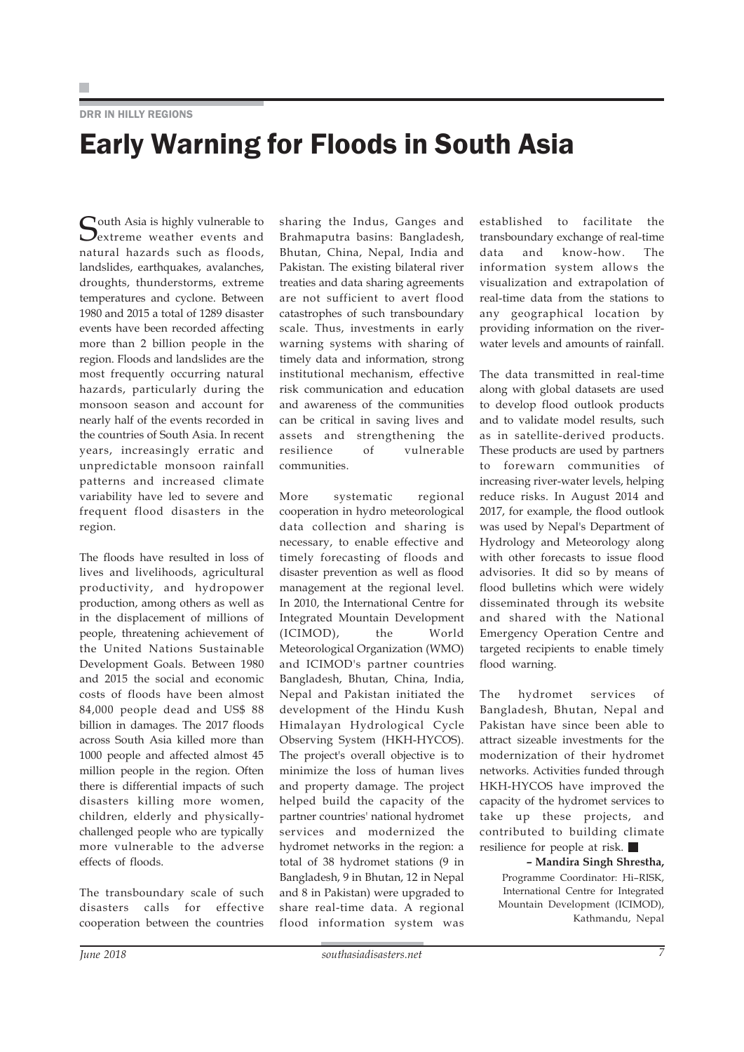DRR IN HILLY REGIONS

# Early Warning for Floods in South Asia

South Asia is highly vulnerable to extreme weather events and natural hazards such as floods, landslides, earthquakes, avalanches, droughts, thunderstorms, extreme temperatures and cyclone. Between 1980 and 2015 a total of 1289 disaster events have been recorded affecting more than 2 billion people in the region. Floods and landslides are the most frequently occurring natural hazards, particularly during the monsoon season and account for nearly half of the events recorded in the countries of South Asia. In recent years, increasingly erratic and unpredictable monsoon rainfall patterns and increased climate variability have led to severe and frequent flood disasters in the region.

The floods have resulted in loss of lives and livelihoods, agricultural productivity, and hydropower production, among others as well as in the displacement of millions of people, threatening achievement of the United Nations Sustainable Development Goals. Between 1980 and 2015 the social and economic costs of floods have been almost 84,000 people dead and US$ 88 billion in damages. The 2017 floods across South Asia killed more than 1000 people and affected almost 45 million people in the region. Often there is differential impacts of such disasters killing more women, children, elderly and physically-challenged people who are typically more vulnerable to the adverse effects of floods.

The transboundary scale of such disasters calls for effective cooperation between the countries sharing the Indus, Ganges and Brahmaputra basins: Bangladesh, Bhutan, China, Nepal, India and Pakistan. The existing bilateral river treaties and data sharing agreements are not sufficient to avert flood catastrophes of such transboundary scale. Thus, investments in early warning systems with sharing of timely data and information, strong institutional mechanism, effective risk communication and education and awareness of the communities can be critical in saving lives and assets and strengthening the resilience of vulnerable communities.

More systematic regional cooperation in hydro meteorological data collection and sharing is necessary, to enable effective and timely forecasting of floods and disaster prevention as well as flood management at the regional level. In 2010, the International Centre for Integrated Mountain Development (ICIMOD), the World Meteorological Organization (WMO) and ICIMOD's partner countries Bangladesh, Bhutan, China, India, Nepal and Pakistan initiated the development of the Hindu Kush Himalayan Hydrological Cycle Observing System (HKH-HYCOS). The project's overall objective is to minimize the loss of human lives and property damage. The project helped build the capacity of the partner countries' national hydromet services and modernized the hydromet networks in the region: a total of 38 hydromet stations (9 in Bangladesh, 9 in Bhutan, 12 in Nepal and 8 in Pakistan) were upgraded to share real-time data. A regional flood information system was established to facilitate the transboundary exchange of real-time data and know-how. The information system allows the visualization and extrapolation of real-time data from the stations to any geographical location by providing information on the river-water levels and amounts of rainfall.

The data transmitted in real-time along with global datasets are used to develop flood outlook products and to validate model results, such as in satellite-derived products. These products are used by partners to forewarn communities of increasing river-water levels, helping reduce risks. In August 2014 and 2017, for example, the flood outlook was used by Nepal's Department of Hydrology and Meteorology along with other forecasts to issue flood advisories. It did so by means of flood bulletins which were widely disseminated through its website and shared with the National Emergency Operation Centre and targeted recipients to enable timely flood warning.

The hydromet services of Bangladesh, Bhutan, Nepal and Pakistan have since been able to attract sizeable investments for the modernization of their hydromet networks. Activities funded through HKH-HYCOS have improved the capacity of the hydromet services to take up these projects, and contributed to building climate resilience for people at risk. ■

**– Mandira Singh Shrestha,**
Programme Coordinator: Hi–RISK,
International Centre for Integrated Mountain Development (ICIMOD),
Kathmandu, Nepal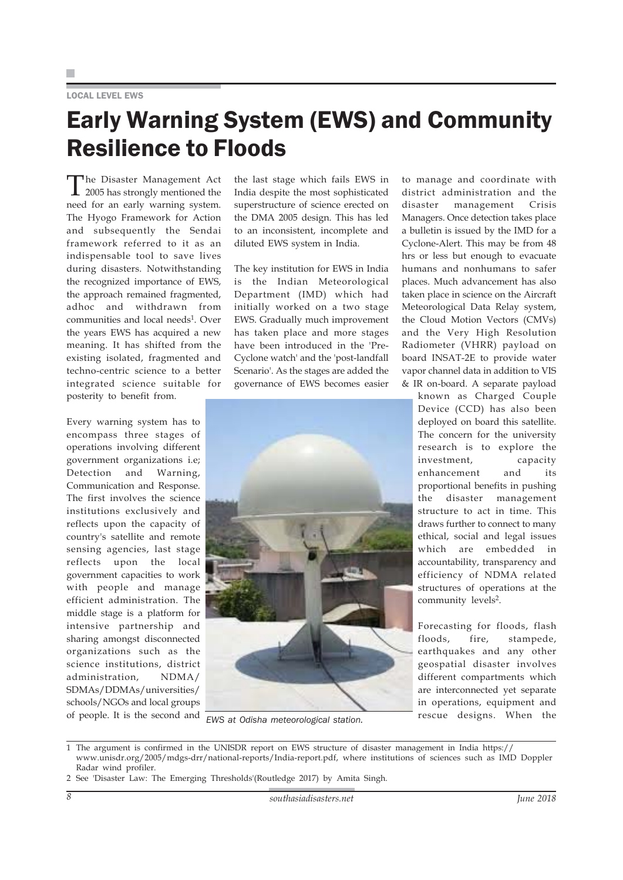LOCAL LEVEL EWS

# Early Warning System (EWS) and Community Resilience to Floods

The Disaster Management Act 2005 has strongly mentioned the need for an early warning system. The Hyogo Framework for Action and subsequently the Sendai framework referred to it as an indispensable tool to save lives during disasters. Notwithstanding the recognized importance of EWS, the approach remained fragmented, adhoc and withdrawn from communities and local needs[1]. Over the years EWS has acquired a new meaning. It has shifted from the existing isolated, fragmented and techno-centric science to a better integrated science suitable for posterity to benefit from.

Every warning system has to encompass three stages of operations involving different government organizations i.e; Detection and Warning, Communication and Response. The first involves the science institutions exclusively and reflects upon the capacity of country's satellite and remote sensing agencies, last stage reflects upon the local government capacities to work with people and manage efficient administration. The middle stage is a platform for intensive partnership and sharing amongst disconnected organizations such as the science institutions, district administration, NDMA/ SDMAs/DDMAs/universities/ schools/NGOs and local groups of people. It is the second and the last stage which fails EWS in India despite the most sophisticated superstructure of science erected on the DMA 2005 design. This has led to an inconsistent, incomplete and diluted EWS system in India.

The key institution for EWS in India is the Indian Meteorological Department (IMD) which had initially worked on a two stage EWS. Gradually much improvement has taken place and more stages have been introduced in the 'Pre-Cyclone watch' and the 'post-landfall Scenario'. As the stages are added the governance of EWS becomes easier to manage and coordinate with district administration and the disaster management Crisis Managers. Once detection takes place a bulletin is issued by the IMD for a Cyclone-Alert. This may be from 48 hrs or less but enough to evacuate humans and nonhumans to safer places. Much advancement has also taken place in science on the Aircraft Meteorological Data Relay system, the Cloud Motion Vectors (CMVs) and the Very High Resolution Radiometer (VHRR) payload on board INSAT-2E to provide water vapor channel data in addition to VIS & IR on-board. A separate payload known as Charged Couple Device (CCD) has also been deployed on board this satellite. The concern for the university research is to explore the investment, capacity enhancement and its proportional benefits in pushing the disaster management structure to act in time. This draws further to connect to many ethical, social and legal issues which are embedded in accountability, transparency and efficiency of NDMA related structures of operations at the community levels[2].

*EWS at Odisha meteorological station.*

Forecasting for floods, flash floods, fire, stampede, earthquakes and any other geospatial disaster involves different compartments which are interconnected yet separate in operations, equipment and rescue designs. When the

---

1 The argument is confirmed in the UNISDR report on EWS structure of disaster management in India https:// www.unisdr.org/2005/mdgs-drr/national-reports/India-report.pdf, where institutions of sciences such as IMD Doppler Radar wind profiler.

2 See 'Disaster Law: The Emerging Thresholds'(Routledge 2017) by Amita Singh.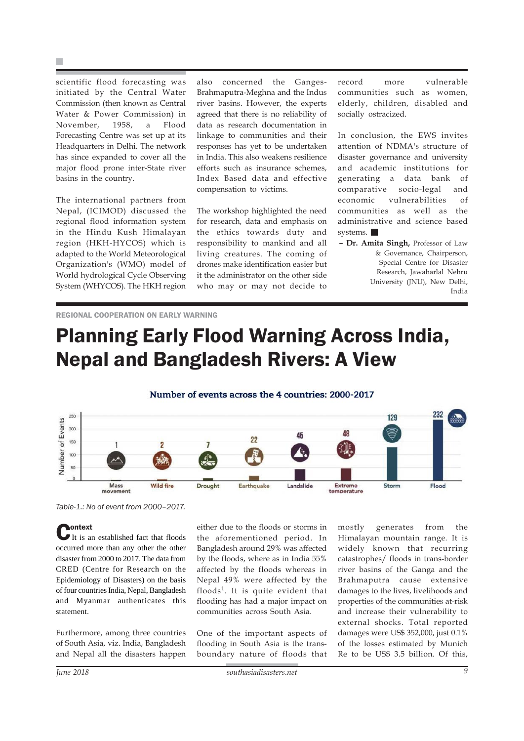scientific flood forecasting was initiated by the Central Water Commission (then known as Central Water & Power Commission) in November, 1958, a Flood Forecasting Centre was set up at its Headquarters in Delhi. The network has since expanded to cover all the major flood prone inter-State river basins in the country.

The international partners from Nepal, (ICIMOD) discussed the regional flood information system in the Hindu Kush Himalayan region (HKH-HYCOS) which is adapted to the World Meteorological Organization's (WMO) model of World hydrological Cycle Observing System (WHYCOS). The HKH region also concerned the Ganges-Brahmaputra-Meghna and the Indus river basins. However, the experts agreed that there is no reliability of data as research documentation in linkage to communities and their responses has yet to be undertaken in India. This also weakens resilience efforts such as insurance schemes, Index Based data and effective compensation to victims.

The workshop highlighted the need for research, data and emphasis on the ethics towards duty and responsibility to mankind and all living creatures. The coming of drones make identification easier but it the administrator on the other side who may or may not decide to record more vulnerable communities such as women, elderly, children, disabled and socially ostracized.

In conclusion, the EWS invites attention of NDMA's structure of disaster governance and university and academic institutions for generating a data bank of comparative socio-legal and economic vulnerabilities of communities as well as the administrative and science based systems. ■

**– Dr. Amita Singh,** Professor of Law & Governance, Chairperson, Special Centre for Disaster Research, Jawaharlal Nehru University (JNU), New Delhi, India

REGIONAL COOPERATION ON EARLY WARNING

# Planning Early Flood Warning Across India, Nepal and Bangladesh Rivers: A View

**Number of events across the 4 countries: 2000-2017**

| Event | Number of Events |
|---|---|
| Mass movement | 1 |
| Wild fire | 2 |
| Drought | 7 |
| Earthquake | 22 |
| Landslide | 45 |
| Extreme temperature | 48 |
| Storm | 129 |
| Flood | 232 |

*Table-1.: No of event from 2000–2017.*

## Context

It is an established fact that floods occurred more than any other the other disaster from 2000 to 2017. The data from CRED (Centre for Research on the Epidemiology of Disasters) on the basis of four countries India, Nepal, Bangladesh and Myanmar authenticates this statement.

Furthermore, among three countries of South Asia, viz. India, Bangladesh and Nepal all the disasters happen either due to the floods or storms in the aforementioned period. In Bangladesh around 29% was affected by the floods, where as in India 55% affected by the floods whereas in Nepal 49% were affected by the floods[1]. It is quite evident that flooding has had a major impact on communities across South Asia.

One of the important aspects of flooding in South Asia is the trans-boundary nature of floods that mostly generates from the Himalayan mountain range. It is widely known that recurring catastrophes/ floods in trans-border river basins of the Ganga and the Brahmaputra cause extensive damages to the lives, livelihoods and properties of the communities at-risk and increase their vulnerability to external shocks. Total reported damages were US$ 352,000, just 0.1% of the losses estimated by Munich Re to be US$ 3.5 billion. Of this,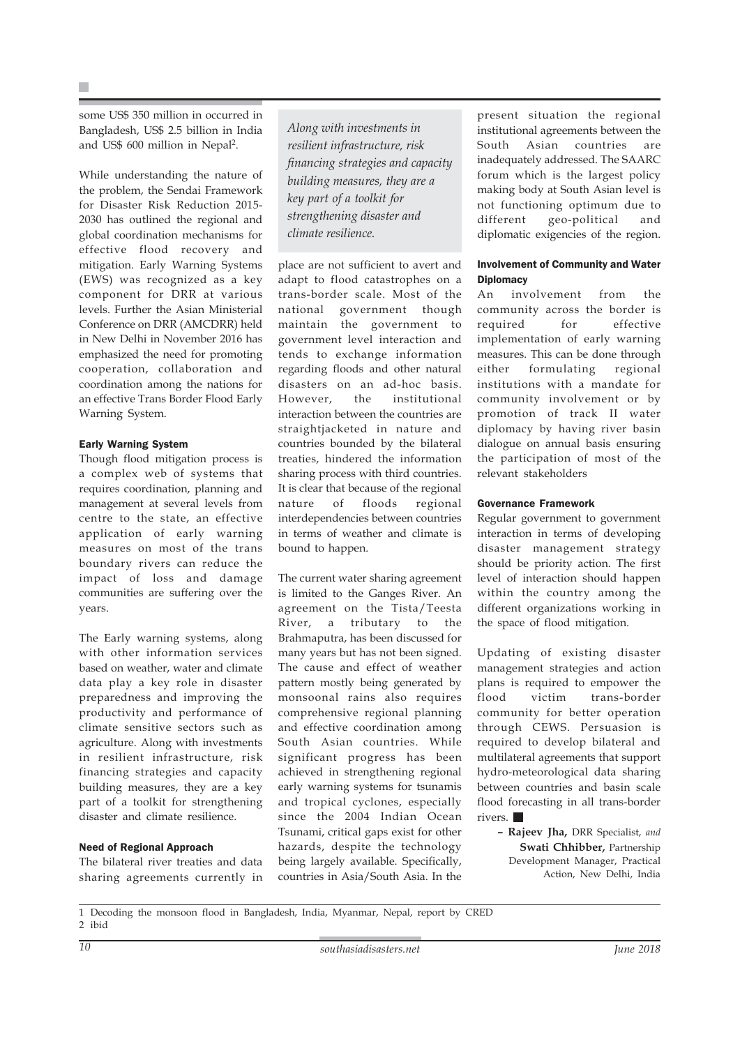some US$ 350 million in occurred in Bangladesh, US$ 2.5 billion in India and US$ 600 million in Nepal[2].

While understanding the nature of the problem, the Sendai Framework for Disaster Risk Reduction 2015-2030 has outlined the regional and global coordination mechanisms for effective flood recovery and mitigation. Early Warning Systems (EWS) was recognized as a key component for DRR at various levels. Further the Asian Ministerial Conference on DRR (AMCDRR) held in New Delhi in November 2016 has emphasized the need for promoting cooperation, collaboration and coordination among the nations for an effective Trans Border Flood Early Warning System.

### Early Warning System

Though flood mitigation process is a complex web of systems that requires coordination, planning and management at several levels from centre to the state, an effective application of early warning measures on most of the trans boundary rivers can reduce the impact of loss and damage communities are suffering over the years.

The Early warning systems, along with other information services based on weather, water and climate data play a key role in disaster preparedness and improving the productivity and performance of climate sensitive sectors such as agriculture. Along with investments in resilient infrastructure, risk financing strategies and capacity building measures, they are a key part of a toolkit for strengthening disaster and climate resilience.

### Need of Regional Approach

The bilateral river treaties and data sharing agreements currently in place are not sufficient to avert and adapt to flood catastrophes on a trans-border scale. Most of the national government though maintain the government to government level interaction and tends to exchange information regarding floods and other natural disasters on an ad-hoc basis. However, the institutional interaction between the countries are straightjacketed in nature and countries bounded by the bilateral treaties, hindered the information sharing process with third countries. It is clear that because of the regional nature of floods regional interdependencies between countries in terms of weather and climate is bound to happen.

*Along with investments in resilient infrastructure, risk financing strategies and capacity building measures, they are a key part of a toolkit for strengthening disaster and climate resilience.*

The current water sharing agreement is limited to the Ganges River. An agreement on the Tista/Teesta River, a tributary to the Brahmaputra, has been discussed for many years but has not been signed. The cause and effect of weather pattern mostly being generated by monsoonal rains also requires comprehensive regional planning and effective coordination among South Asian countries. While significant progress has been achieved in strengthening regional early warning systems for tsunamis and tropical cyclones, especially since the 2004 Indian Ocean Tsunami, critical gaps exist for other hazards, despite the technology being largely available. Specifically, countries in Asia/South Asia. In the present situation the regional institutional agreements between the South Asian countries are inadequately addressed. The SAARC forum which is the largest policy making body at South Asian level is not functioning optimum due to different geo-political and diplomatic exigencies of the region.

### Involvement of Community and Water Diplomacy

An involvement from the community across the border is required for effective implementation of early warning measures. This can be done through either formulating regional institutions with a mandate for community involvement or by promotion of track II water diplomacy by having river basin dialogue on annual basis ensuring the participation of most of the relevant stakeholders

### Governance Framework

Regular government to government interaction in terms of developing disaster management strategy should be priority action. The first level of interaction should happen within the country among the different organizations working in the space of flood mitigation.

Updating of existing disaster management strategies and action plans is required to empower the flood victim trans-border community for better operation through CEWS. Persuasion is required to develop bilateral and multilateral agreements that support hydro-meteorological data sharing between countries and basin scale flood forecasting in all trans-border rivers. ■

– **Rajeev Jha,** DRR Specialist, *and* **Swati Chhibber,** Partnership Development Manager, Practical Action, New Delhi, India

---

1 Decoding the monsoon flood in Bangladesh, India, Myanmar, Nepal, report by CRED

2 ibid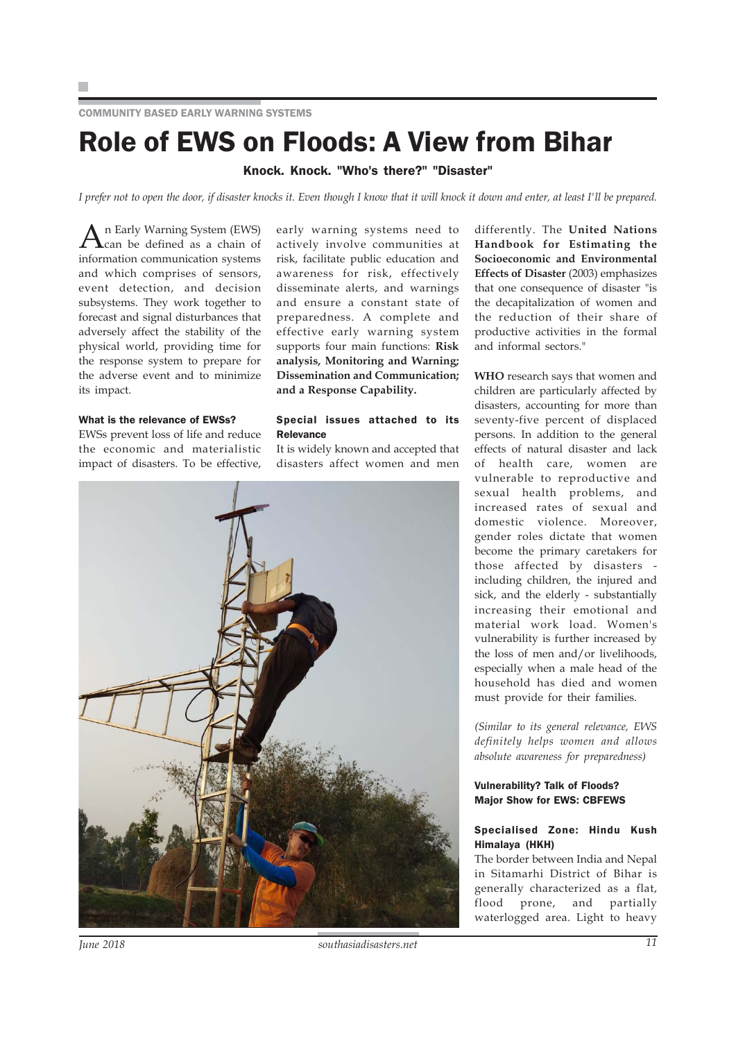COMMUNITY BASED EARLY WARNING SYSTEMS

# Role of EWS on Floods: A View from Bihar

### Knock. Knock. "Who's there?" "Disaster"

*I prefer not to open the door, if disaster knocks it. Even though I know that it will knock it down and enter, at least I'll be prepared.*

An Early Warning System (EWS) can be defined as a chain of information communication systems and which comprises of sensors, event detection, and decision subsystems. They work together to forecast and signal disturbances that adversely affect the stability of the physical world, providing time for the response system to prepare for the adverse event and to minimize its impact.

#### What is the relevance of EWSs?

EWSs prevent loss of life and reduce the economic and materialistic impact of disasters. To be effective, early warning systems need to actively involve communities at risk, facilitate public education and awareness for risk, effectively disseminate alerts, and warnings and ensure a constant state of preparedness. A complete and effective early warning system supports four main functions: **Risk analysis, Monitoring and Warning; Dissemination and Communication; and a Response Capability.**

#### Special issues attached to its Relevance

It is widely known and accepted that disasters affect women and men differently. The **United Nations Handbook for Estimating the Socioeconomic and Environmental Effects of Disaster** (2003) emphasizes that one consequence of disaster "is the decapitalization of women and the reduction of their share of productive activities in the formal and informal sectors."

**WHO** research says that women and children are particularly affected by disasters, accounting for more than seventy-five percent of displaced persons. In addition to the general effects of natural disaster and lack of health care, women are vulnerable to reproductive and sexual health problems, and increased rates of sexual and domestic violence. Moreover, gender roles dictate that women become the primary caretakers for those affected by disasters - including children, the injured and sick, and the elderly - substantially increasing their emotional and material work load. Women's vulnerability is further increased by the loss of men and/or livelihoods, especially when a male head of the household has died and women must provide for their families.

*(Similar to its general relevance, EWS definitely helps women and allows absolute awareness for preparedness)*

#### Vulnerability? Talk of Floods? Major Show for EWS: CBFEWS

#### Specialised Zone: Hindu Kush Himalaya (HKH)

The border between India and Nepal in Sitamarhi District of Bihar is generally characterized as a flat, flood prone, and partially waterlogged area. Light to heavy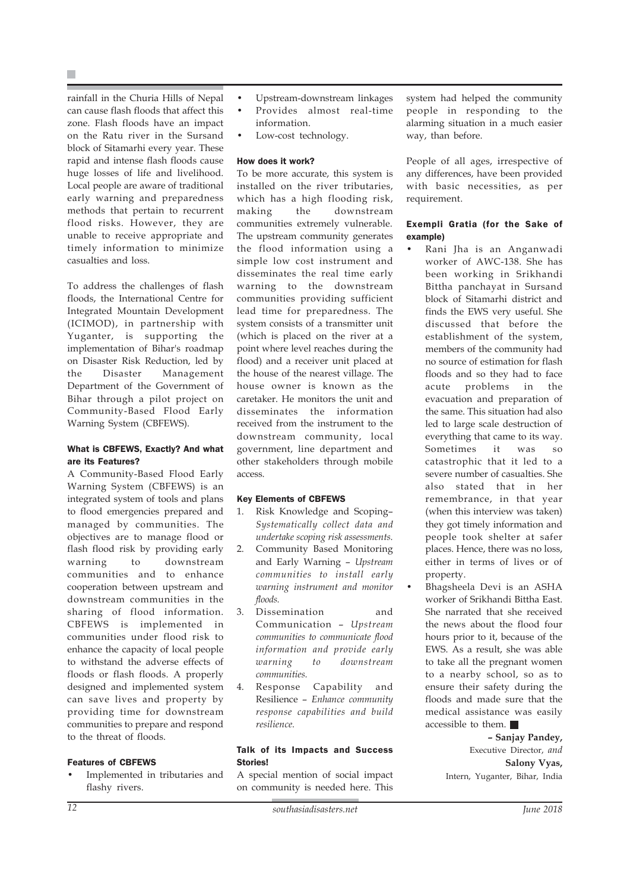rainfall in the Churia Hills of Nepal can cause flash floods that affect this zone. Flash floods have an impact on the Ratu river in the Sursand block of Sitamarhi every year. These rapid and intense flash floods cause huge losses of life and livelihood. Local people are aware of traditional early warning and preparedness methods that pertain to recurrent flood risks. However, they are unable to receive appropriate and timely information to minimize casualties and loss.

To address the challenges of flash floods, the International Centre for Integrated Mountain Development (ICIMOD), in partnership with Yuganter, is supporting the implementation of Bihar's roadmap on Disaster Risk Reduction, led by the Disaster Management Department of the Government of Bihar through a pilot project on Community-Based Flood Early Warning System (CBFEWS).

#### What is CBFEWS, Exactly? And what are its Features?

A Community-Based Flood Early Warning System (CBFEWS) is an integrated system of tools and plans to flood emergencies prepared and managed by communities. The objectives are to manage flood or flash flood risk by providing early warning to downstream communities and to enhance cooperation between upstream and downstream communities in the sharing of flood information. CBFEWS is implemented in communities under flood risk to enhance the capacity of local people to withstand the adverse effects of floods or flash floods. A properly designed and implemented system can save lives and property by providing time for downstream communities to prepare and respond to the threat of floods.

#### Features of CBFEWS

- Implemented in tributaries and flashy rivers.
- Upstream-downstream linkages
- Provides almost real-time information.
- Low-cost technology.

#### How does it work?

To be more accurate, this system is installed on the river tributaries, which has a high flooding risk, making the downstream communities extremely vulnerable. The upstream community generates the flood information using a simple low cost instrument and disseminates the real time early warning to the downstream communities providing sufficient lead time for preparedness. The system consists of a transmitter unit (which is placed on the river at a point where level reaches during the flood) and a receiver unit placed at the house of the nearest village. The house owner is known as the caretaker. He monitors the unit and disseminates the information received from the instrument to the downstream community, local government, line department and other stakeholders through mobile access.

#### Key Elements of CBFEWS

1. Risk Knowledge and Scoping– *Systematically collect data and undertake scoping risk assessments.*
2. Community Based Monitoring and Early Warning – *Upstream communities to install early warning instrument and monitor floods.*
3. Dissemination and Communication – *Upstream communities to communicate flood information and provide early warning to downstream communities.*
4. Response Capability and Resilience – *Enhance community response capabilities and build resilience.*

#### Talk of its Impacts and Success Stories!

A special mention of social impact on community is needed here. This system had helped the community people in responding to the alarming situation in a much easier way, than before.

People of all ages, irrespective of any differences, have been provided with basic necessities, as per requirement.

#### Exempli Gratia (for the Sake of example)

- Rani Jha is an Anganwadi worker of AWC-138. She has been working in Srikhandi Bittha panchayat in Sursand block of Sitamarhi district and finds the EWS very useful. She discussed that before the establishment of the system, members of the community had no source of estimation for flash floods and so they had to face acute problems in the evacuation and preparation of the same. This situation had also led to large scale destruction of everything that came to its way. Sometimes it was so catastrophic that it led to a severe number of casualties. She also stated that in her remembrance, in that year (when this interview was taken) they got timely information and people took shelter at safer places. Hence, there was no loss, either in terms of lives or of property.
- Bhagsheela Devi is an ASHA worker of Srikhandi Bittha East. She narrated that she received the news about the flood four hours prior to it, because of the EWS. As a result, she was able to take all the pregnant women to a nearby school, so as to ensure their safety during the floods and made sure that the medical assistance was easily accessible to them. ■

**– Sanjay Pandey,**
Executive Director, *and*
**Salony Vyas,**
Intern, Yuganter, Bihar, India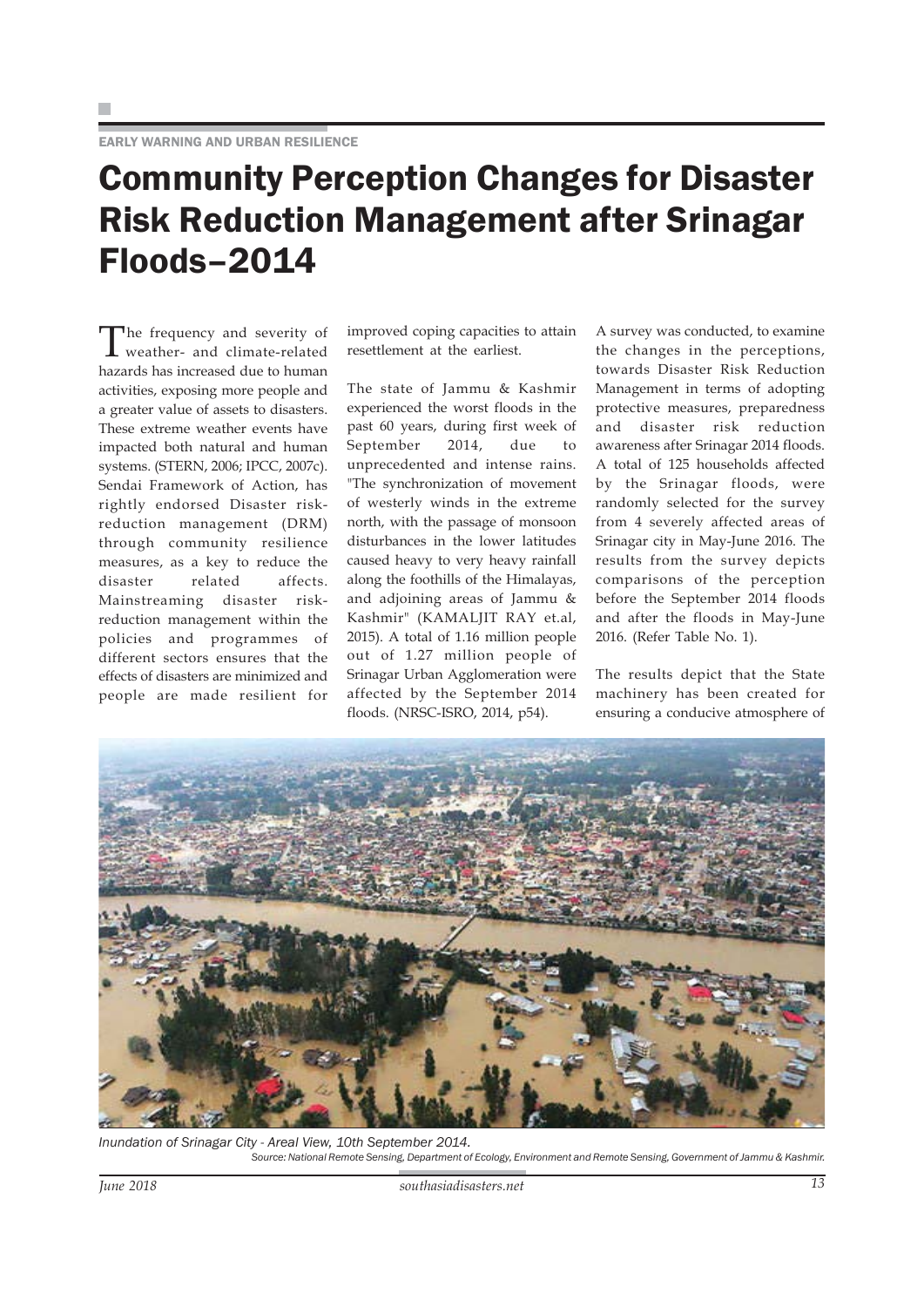EARLY WARNING AND URBAN RESILIENCE

# Community Perception Changes for Disaster Risk Reduction Management after Srinagar Floods–2014

The frequency and severity of weather- and climate-related hazards has increased due to human activities, exposing more people and a greater value of assets to disasters. These extreme weather events have impacted both natural and human systems. (STERN, 2006; IPCC, 2007c). Sendai Framework of Action, has rightly endorsed Disaster risk-reduction management (DRM) through community resilience measures, as a key to reduce the disaster related affects. Mainstreaming disaster risk-reduction management within the policies and programmes of different sectors ensures that the effects of disasters are minimized and people are made resilient for improved coping capacities to attain resettlement at the earliest.

The state of Jammu & Kashmir experienced the worst floods in the past 60 years, during first week of September 2014, due to unprecedented and intense rains. "The synchronization of movement of westerly winds in the extreme north, with the passage of monsoon disturbances in the lower latitudes caused heavy to very heavy rainfall along the foothills of the Himalayas, and adjoining areas of Jammu & Kashmir" (KAMALJIT RAY et.al, 2015). A total of 1.16 million people out of 1.27 million people of Srinagar Urban Agglomeration were affected by the September 2014 floods. (NRSC-ISRO, 2014, p54).

A survey was conducted, to examine the changes in the perceptions, towards Disaster Risk Reduction Management in terms of adopting protective measures, preparedness and disaster risk reduction awareness after Srinagar 2014 floods. A total of 125 households affected by the Srinagar floods, were randomly selected for the survey from 4 severely affected areas of Srinagar city in May-June 2016. The results from the survey depicts comparisons of the perception before the September 2014 floods and after the floods in May-June 2016. (Refer Table No. 1).

The results depict that the State machinery has been created for ensuring a conducive atmosphere of

*Inundation of Srinagar City - Areal View, 10th September 2014.*

*Source: National Remote Sensing, Department of Ecology, Environment and Remote Sensing, Government of Jammu & Kashmir.*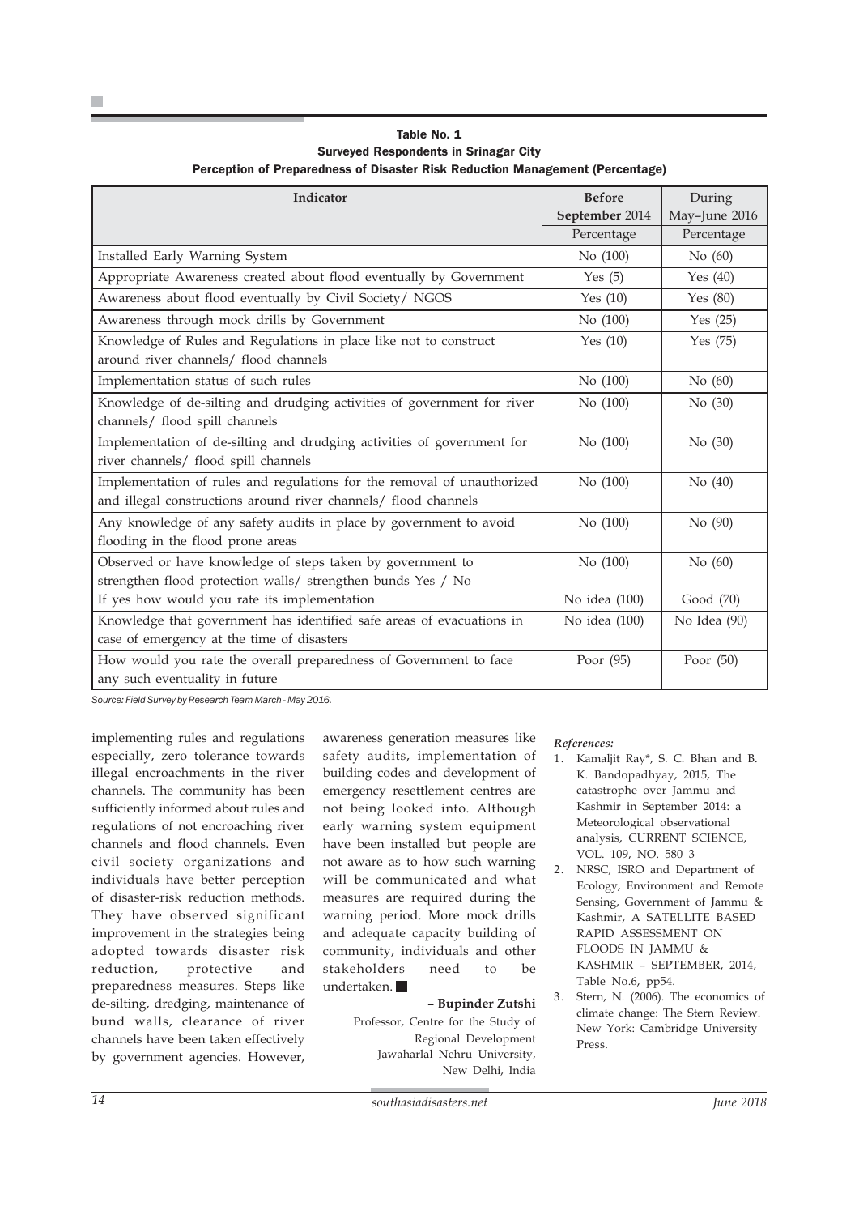**Table No. 1**
**Surveyed Respondents in Srinagar City**
**Perception of Preparedness of Disaster Risk Reduction Management (Percentage)**

| Indicator | Before September 2014 | During May–June 2016 |
|---|---|---|
| | Percentage | Percentage |
| Installed Early Warning System | No (100) | No (60) |
| Appropriate Awareness created about flood eventually by Government | Yes (5) | Yes (40) |
| Awareness about flood eventually by Civil Society/ NGOS | Yes (10) | Yes (80) |
| Awareness through mock drills by Government | No (100) | Yes (25) |
| Knowledge of Rules and Regulations in place like not to construct around river channels/ flood channels | Yes (10) | Yes (75) |
| Implementation status of such rules | No (100) | No (60) |
| Knowledge of de-silting and drudging activities of government for river channels/ flood spill channels | No (100) | No (30) |
| Implementation of de-silting and drudging activities of government for river channels/ flood spill channels | No (100) | No (30) |
| Implementation of rules and regulations for the removal of unauthorized and illegal constructions around river channels/ flood channels | No (100) | No (40) |
| Any knowledge of any safety audits in place by government to avoid flooding in the flood prone areas | No (100) | No (90) |
| Observed or have knowledge of steps taken by government to strengthen flood protection walls/ strengthen bunds Yes / No | No (100) | No (60) |
| If yes how would you rate its implementation | No idea (100) | Good (70) |
| Knowledge that government has identified safe areas of evacuations in case of emergency at the time of disasters | No idea (100) | No Idea (90) |
| How would you rate the overall preparedness of Government to face any such eventuality in future | Poor (95) | Poor (50) |

*Source: Field Survey by Research Team March - May 2016.*

implementing rules and regulations especially, zero tolerance towards illegal encroachments in the river channels. The community has been sufficiently informed about rules and regulations of not encroaching river channels and flood channels. Even civil society organizations and individuals have better perception of disaster-risk reduction methods. They have observed significant improvement in the strategies being adopted towards disaster risk reduction, protective and preparedness measures. Steps like de-silting, dredging, maintenance of bund walls, clearance of river channels have been taken effectively by government agencies. However, awareness generation measures like safety audits, implementation of building codes and development of emergency resettlement centres are not being looked into. Although early warning system equipment have been installed but people are not aware as to how such warning will be communicated and what measures are required during the warning period. More mock drills and adequate capacity building of community, individuals and other stakeholders need to be undertaken. ■

**– Bupinder Zutshi**
Professor, Centre for the Study of Regional Development
Jawaharlal Nehru University, New Delhi, India

***References:***

1. Kamaljit Ray*, S. C. Bhan and B. K. Bandopadhyay, 2015, The catastrophe over Jammu and Kashmir in September 2014: a Meteorological observational analysis, CURRENT SCIENCE, VOL. 109, NO. 580 3
2. NRSC, ISRO and Department of Ecology, Environment and Remote Sensing, Government of Jammu & Kashmir, A SATELLITE BASED RAPID ASSESSMENT ON FLOODS IN JAMMU & KASHMIR – SEPTEMBER, 2014, Table No.6, pp54.
3. Stern, N. (2006). The economics of climate change: The Stern Review. New York: Cambridge University Press.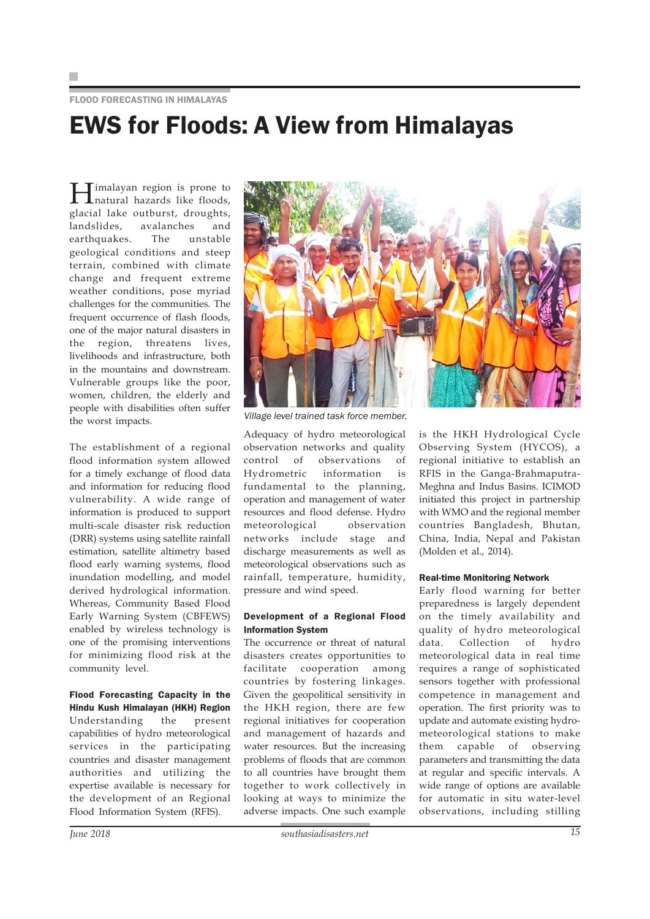FLOOD FORECASTING IN HIMALAYAS

# EWS for Floods: A View from Himalayas

Himalayan region is prone to natural hazards like floods, glacial lake outburst, droughts, landslides, avalanches and earthquakes. The unstable geological conditions and steep terrain, combined with climate change and frequent extreme weather conditions, pose myriad challenges for the communities. The frequent occurrence of flash floods, one of the major natural disasters in the region, threatens lives, livelihoods and infrastructure, both in the mountains and downstream. Vulnerable groups like the poor, women, children, the elderly and people with disabilities often suffer the worst impacts.

*Village level trained task force member.*

The establishment of a regional flood information system allowed for a timely exchange of flood data and information for reducing flood vulnerability. A wide range of information is produced to support multi-scale disaster risk reduction (DRR) systems using satellite rainfall estimation, satellite altimetry based flood early warning systems, flood inundation modelling, and model derived hydrological information. Whereas, Community Based Flood Early Warning System (CBFEWS) enabled by wireless technology is one of the promising interventions for minimizing flood risk at the community level.

### Flood Forecasting Capacity in the Hindu Kush Himalayan (HKH) Region

Understanding the present capabilities of hydro meteorological services in the participating countries and disaster management authorities and utilizing the expertise available is necessary for the development of an Regional Flood Information System (RFIS).

Adequacy of hydro meteorological observation networks and quality control of observations of Hydrometric information is fundamental to the planning, operation and management of water resources and flood defense. Hydro meteorological observation networks include stage and discharge measurements as well as meteorological observations such as rainfall, temperature, humidity, pressure and wind speed.

### Development of a Regional Flood Information System

The occurrence or threat of natural disasters creates opportunities to facilitate cooperation among countries by fostering linkages. Given the geopolitical sensitivity in the HKH region, there are few regional initiatives for cooperation and management of hazards and water resources. But the increasing problems of floods that are common to all countries have brought them together to work collectively in looking at ways to minimize the adverse impacts. One such example is the HKH Hydrological Cycle Observing System (HYCOS), a regional initiative to establish an RFIS in the Ganga-Brahmaputra-Meghna and Indus Basins. ICIMOD initiated this project in partnership with WMO and the regional member countries Bangladesh, Bhutan, China, India, Nepal and Pakistan (Molden et al., 2014).

### Real-time Monitoring Network

Early flood warning for better preparedness is largely dependent on the timely availability and quality of hydro meteorological data. Collection of hydro meteorological data in real time requires a range of sophisticated sensors together with professional competence in management and operation. The first priority was to update and automate existing hydro-meteorological stations to make them capable of observing parameters and transmitting the data at regular and specific intervals. A wide range of options are available for automatic in situ water-level observations, including stilling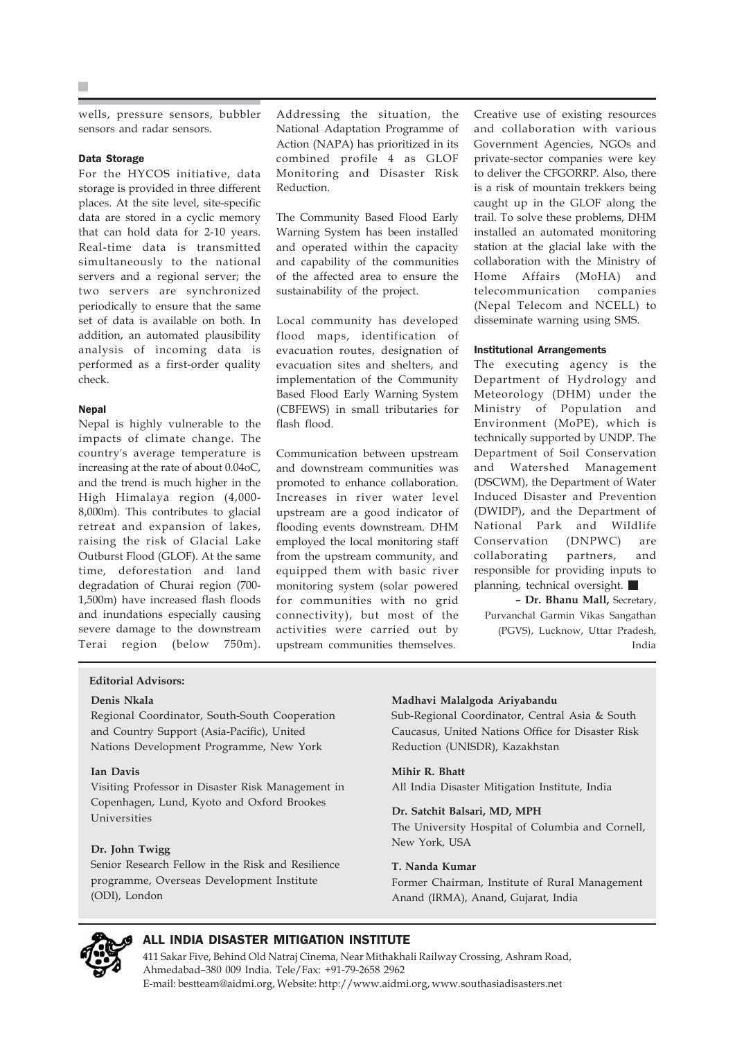wells, pressure sensors, bubbler sensors and radar sensors.

#### Data Storage

For the HYCOS initiative, data storage is provided in three different places. At the site level, site-specific data are stored in a cyclic memory that can hold data for 2-10 years. Real-time data is transmitted simultaneously to the national servers and a regional server; the two servers are synchronized periodically to ensure that the same set of data is available on both. In addition, an automated plausibility analysis of incoming data is performed as a first-order quality check.

#### Nepal

Nepal is highly vulnerable to the impacts of climate change. The country's average temperature is increasing at the rate of about 0.04oC, and the trend is much higher in the High Himalaya region (4,000-8,000m). This contributes to glacial retreat and expansion of lakes, raising the risk of Glacial Lake Outburst Flood (GLOF). At the same time, deforestation and land degradation of Churai region (700-1,500m) have increased flash floods and inundations especially causing severe damage to the downstream Terai region (below 750m). Addressing the situation, the National Adaptation Programme of Action (NAPA) has prioritized in its combined profile 4 as GLOF Monitoring and Disaster Risk Reduction.

The Community Based Flood Early Warning System has been installed and operated within the capacity and capability of the communities of the affected area to ensure the sustainability of the project.

Local community has developed flood maps, identification of evacuation routes, designation of evacuation sites and shelters, and implementation of the Community Based Flood Early Warning System (CBFEWS) in small tributaries for flash flood.

Communication between upstream and downstream communities was promoted to enhance collaboration. Increases in river water level upstream are a good indicator of flooding events downstream. DHM employed the local monitoring staff from the upstream community, and equipped them with basic river monitoring system (solar powered for communities with no grid connectivity), but most of the activities were carried out by upstream communities themselves.

Creative use of existing resources and collaboration with various Government Agencies, NGOs and private-sector companies were key to deliver the CFGORRP. Also, there is a risk of mountain trekkers being caught up in the GLOF along the trail. To solve these problems, DHM installed an automated monitoring station at the glacial lake with the collaboration with the Ministry of Home Affairs (MoHA) and telecommunication companies (Nepal Telecom and NCELL) to disseminate warning using SMS.

#### Institutional Arrangements

The executing agency is the Department of Hydrology and Meteorology (DHM) under the Ministry of Population and Environment (MoPE), which is technically supported by UNDP. The Department of Soil Conservation and Watershed Management (DSCWM), the Department of Water Induced Disaster and Prevention (DWIDP), and the Department of National Park and Wildlife Conservation (DNPWC) are collaborating partners, and responsible for providing inputs to planning, technical oversight. ■

**– Dr. Bhanu Mall,** Secretary, Purvanchal Garmin Vikas Sangathan (PGVS), Lucknow, Uttar Pradesh, India

**Editorial Advisors:**

**Denis Nkala**
Regional Coordinator, South-South Cooperation and Country Support (Asia-Pacific), United Nations Development Programme, New York

**Ian Davis**
Visiting Professor in Disaster Risk Management in Copenhagen, Lund, Kyoto and Oxford Brookes Universities

**Dr. John Twigg**
Senior Research Fellow in the Risk and Resilience programme, Overseas Development Institute (ODI), London

**Madhavi Malalgoda Ariyabandu**
Sub-Regional Coordinator, Central Asia & South Caucasus, United Nations Office for Disaster Risk Reduction (UNISDR), Kazakhstan

**Mihir R. Bhatt**
All India Disaster Mitigation Institute, India

**Dr. Satchit Balsari, MD, MPH**
The University Hospital of Columbia and Cornell, New York, USA

**T. Nanda Kumar**
Former Chairman, Institute of Rural Management Anand (IRMA), Anand, Gujarat, India

**ALL INDIA DISASTER MITIGATION INSTITUTE**

411 Sakar Five, Behind Old Natraj Cinema, Near Mithakhali Railway Crossing, Ashram Road, Ahmedabad–380 009 India. Tele/Fax: +91-79-2658 2962
E-mail: bestteam@aidmi.org, Website: http://www.aidmi.org, www.southasiadisasters.net